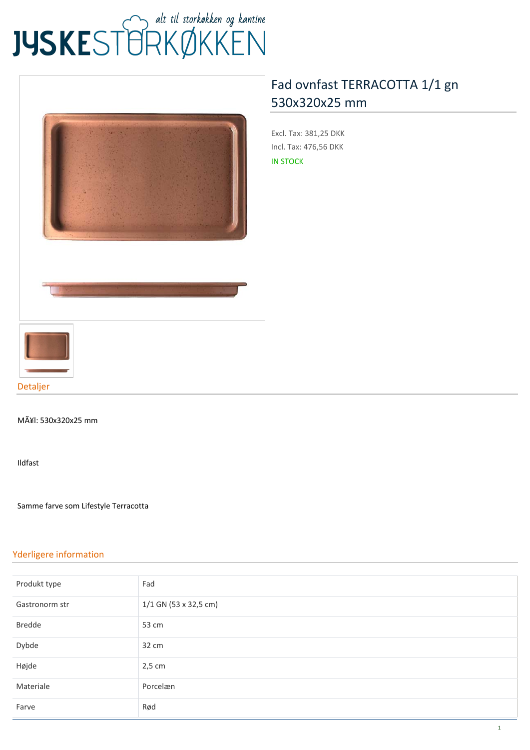# Fad ovnfast TERRACOTTA 1/1 gn 530x320x25 mm

Excl. Tax: 381,25 DKK

Incl. Tax: 476,56 DKK

IN STOCK

## Detaljer

MÃ¥l: 530x320x25 mm

Ildfast

Samme farve som Lifestyle Terracotta

## Yderligere information

| Produkt type | Fad |
|---|---|
| Gastronorm str | 1/1 GN (53 x 32,5 cm) |
| Bredde | 53 cm |
| Dybde | 32 cm |
| Højde | 2,5 cm |
| Materiale | Porcelæn |
| Farve | Rød |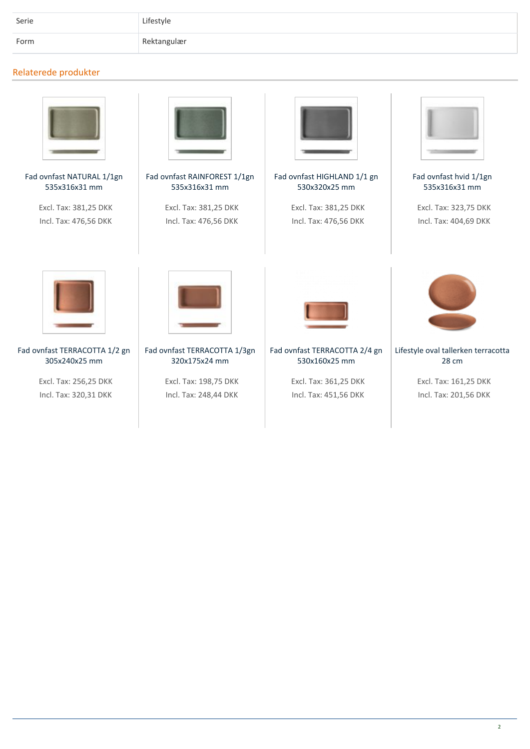| Serie | Lifestyle |
|---|---|
| Form | Rektangulær |

## Relaterede produkter

Fad ovnfast NATURAL 1/1gn 535x316x31 mm

Excl. Tax: 381,25 DKK

Incl. Tax: 476,56 DKK

Fad ovnfast RAINFOREST 1/1gn 535x316x31 mm

Excl. Tax: 381,25 DKK

Incl. Tax: 476,56 DKK

Fad ovnfast HIGHLAND 1/1 gn 530x320x25 mm

Excl. Tax: 381,25 DKK

Incl. Tax: 476,56 DKK

Fad ovnfast hvid 1/1gn 535x316x31 mm

Excl. Tax: 323,75 DKK

Incl. Tax: 404,69 DKK

Fad ovnfast TERRACOTTA 1/2 gn 305x240x25 mm

Excl. Tax: 256,25 DKK

Incl. Tax: 320,31 DKK

Fad ovnfast TERRACOTTA 1/3gn 320x175x24 mm

Excl. Tax: 198,75 DKK

Incl. Tax: 248,44 DKK

Fad ovnfast TERRACOTTA 2/4 gn 530x160x25 mm

Excl. Tax: 361,25 DKK

Incl. Tax: 451,56 DKK

Lifestyle oval tallerken terracotta 28 cm

Excl. Tax: 161,25 DKK

Incl. Tax: 201,56 DKK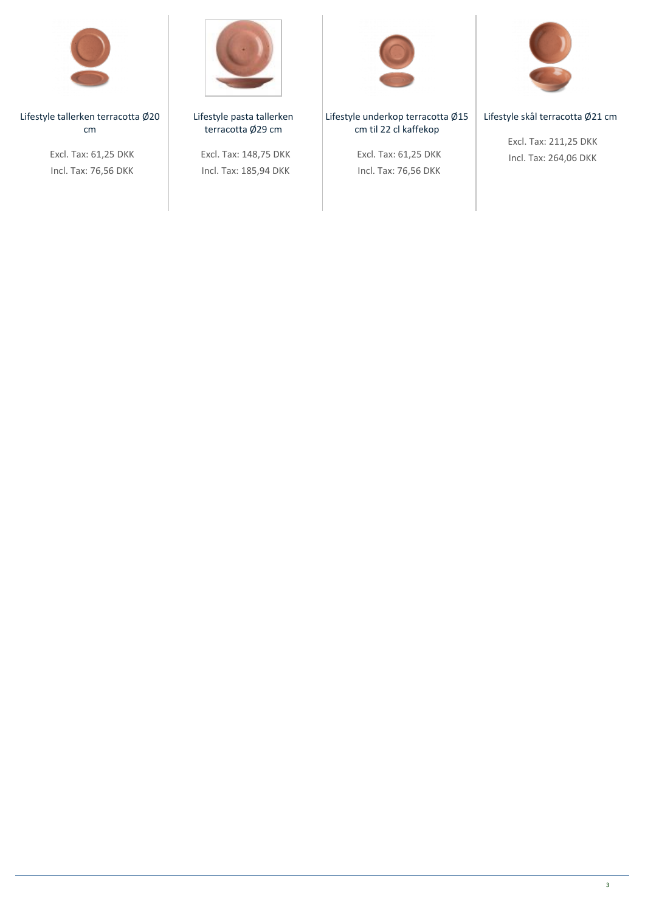Lifestyle tallerken terracotta Ø20 cm

Excl. Tax: 61,25 DKK

Incl. Tax: 76,56 DKK

Lifestyle pasta tallerken terracotta Ø29 cm

Excl. Tax: 148,75 DKK

Incl. Tax: 185,94 DKK

Lifestyle underkop terracotta Ø15 cm til 22 cl kaffekop

Excl. Tax: 61,25 DKK

Incl. Tax: 76,56 DKK

Lifestyle skål terracotta Ø21 cm

Excl. Tax: 211,25 DKK

Incl. Tax: 264,06 DKK